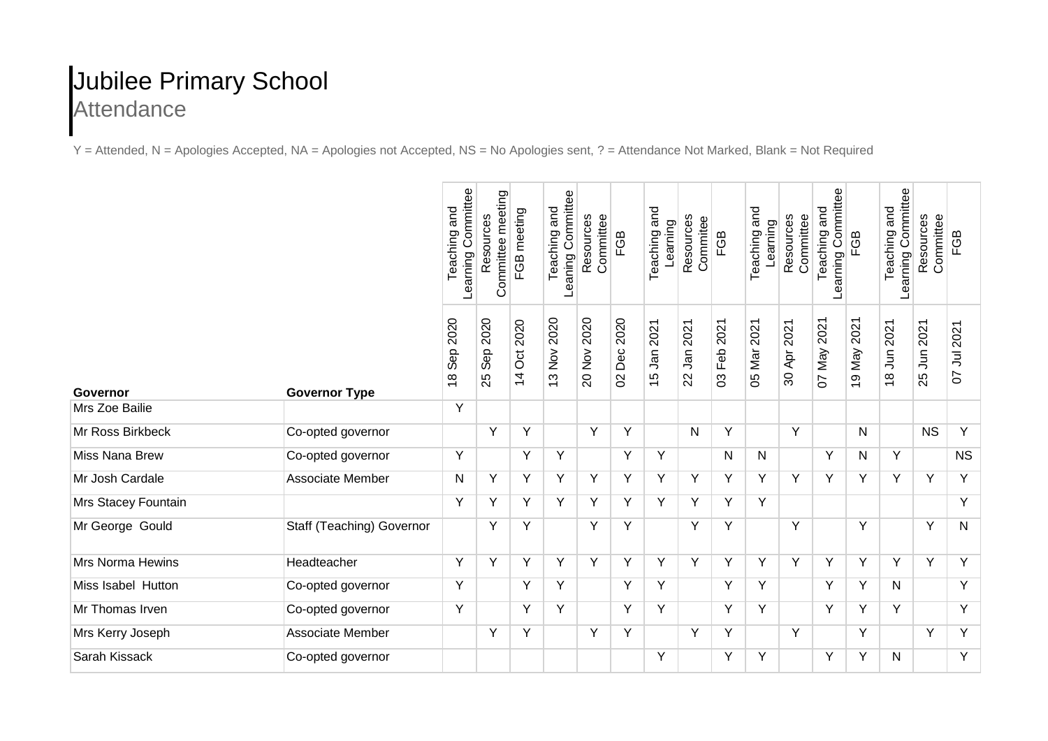# Jubilee Primary School

## Attendance

Y = Attended, N = Apologies Accepted, NA = Apologies not Accepted, NS = No Apologies sent, ? = Attendance Not Marked, Blank = Not Required

| Governor | Governor Type | Teaching and Learning Committee<br>18 Sep 2020 | Resources Committee meeting<br>25 Sep 2020 | FGB meeting<br>14 Oct 2020 | Teaching and Leaning Committee<br>13 Nov 2020 | Resources Committee<br>20 Nov 2020 | FGB<br>02 Dec 2020 | Teaching and Learning<br>15 Jan 2021 | Resources Commitee<br>22 Jan 2021 | FGB<br>03 Feb 2021 | Teaching and Learning<br>05 Mar 2021 | Resources Committee<br>30 Apr 2021 | Teaching and Learning Committee<br>07 May 2021 | FGB<br>19 May 2021 | Teaching and Learning Committee<br>18 Jun 2021 | Resources Committee<br>25 Jun 2021 | FGB<br>07 Jul 2021 |
|---|---|---|---|---|---|---|---|---|---|---|---|---|---|---|---|---|---|
| Mrs Zoe Bailie | | Y | | | | | | | | | | | | | | | |
| Mr Ross Birkbeck | Co-opted governor | | Y | Y | | Y | Y | | N | Y | | Y | | N | | NS | Y |
| Miss Nana Brew | Co-opted governor | Y | | Y | Y | | Y | Y | | N | N | | Y | N | Y | | NS |
| Mr Josh Cardale | Associate Member | N | Y | Y | Y | Y | Y | Y | Y | Y | Y | Y | Y | Y | Y | Y | Y |
| Mrs Stacey Fountain | | Y | Y | Y | Y | Y | Y | Y | Y | Y | Y | | | | | | Y |
| Mr George Gould | Staff (Teaching) Governor | | Y | Y | | Y | Y | | Y | Y | | Y | | Y | | Y | N |
| Mrs Norma Hewins | Headteacher | Y | Y | Y | Y | Y | Y | Y | Y | Y | Y | Y | Y | Y | Y | Y | Y |
| Miss Isabel Hutton | Co-opted governor | Y | | Y | Y | | Y | Y | | Y | Y | | Y | Y | N | | Y |
| Mr Thomas Irven | Co-opted governor | Y | | Y | Y | | Y | Y | | Y | Y | | Y | Y | Y | | Y |
| Mrs Kerry Joseph | Associate Member | | Y | Y | | Y | Y | | Y | Y | | Y | | Y | | Y | Y |
| Sarah Kissack | Co-opted governor | | | | | | | Y | | Y | Y | | Y | Y | N | | Y |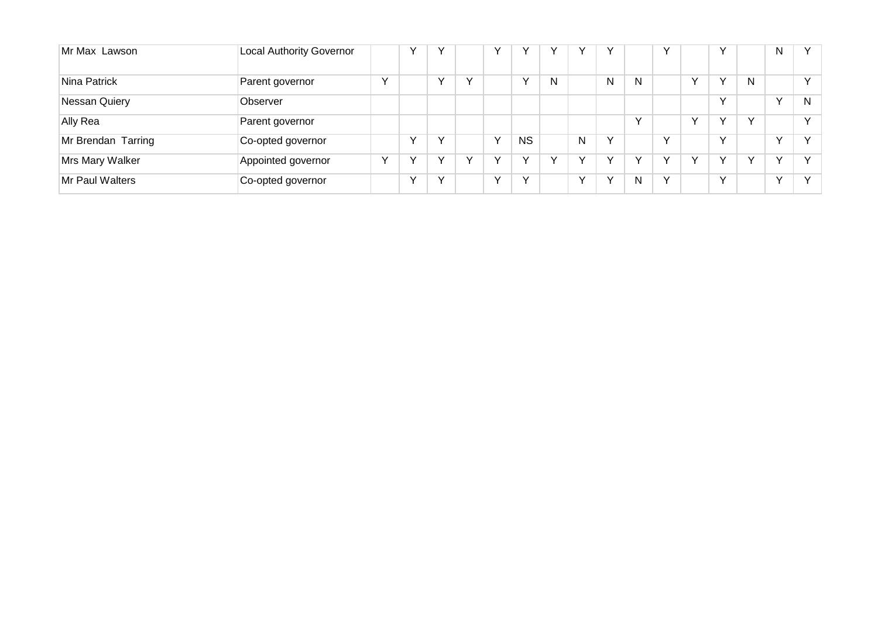| | | | | | | | | | | | | | | | | | |
|---|---|---|---|---|---|---|---|---|---|---|---|---|---|---|---|---|---|
| Mr Max Lawson | Local Authority Governor | | Y | Y | | Y | Y | Y | Y | Y | | Y | | Y | | N | Y |
| Nina Patrick | Parent governor | Y | | Y | Y | | Y | N | | N | N | | Y | Y | N | | Y |
| Nessan Quiery | Observer | | | | | | | | | | | | | Y | | Y | N |
| Ally Rea | Parent governor | | | | | | | | | | Y | | Y | Y | Y | | Y |
| Mr Brendan Tarring | Co-opted governor | | Y | Y | | Y | NS | | N | Y | | Y | | Y | | Y | Y |
| Mrs Mary Walker | Appointed governor | Y | Y | Y | Y | Y | Y | Y | Y | Y | Y | Y | Y | Y | Y | Y | Y |
| Mr Paul Walters | Co-opted governor | | Y | Y | | Y | Y | | Y | Y | N | Y | | Y | | Y | Y |